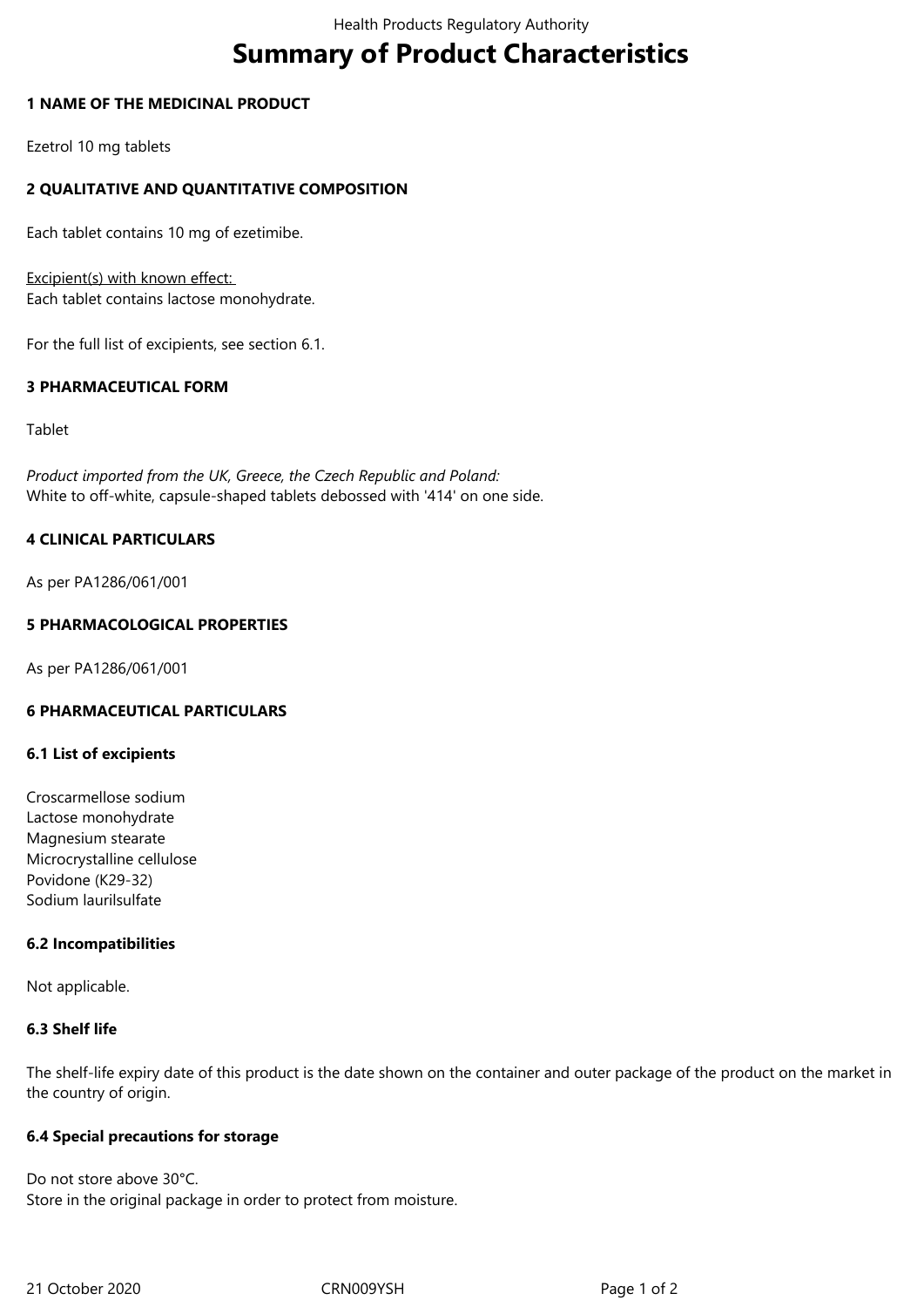# Summary of Product Characteristics

## 1 NAME OF THE MEDICINAL PRODUCT

Ezetrol 10 mg tablets

## 2 QUALITATIVE AND QUANTITATIVE COMPOSITION

Each tablet contains 10 mg of ezetimibe.

Excipient(s) with known effect:
Each tablet contains lactose monohydrate.

For the full list of excipients, see section 6.1.

## 3 PHARMACEUTICAL FORM

Tablet

*Product imported from the UK, Greece, the Czech Republic and Poland:*
White to off-white, capsule-shaped tablets debossed with '414' on one side.

## 4 CLINICAL PARTICULARS

As per PA1286/061/001

## 5 PHARMACOLOGICAL PROPERTIES

As per PA1286/061/001

## 6 PHARMACEUTICAL PARTICULARS

### 6.1 List of excipients

Croscarmellose sodium
Lactose monohydrate
Magnesium stearate
Microcrystalline cellulose
Povidone (K29-32)
Sodium laurilsulfate

### 6.2 Incompatibilities

Not applicable.

### 6.3 Shelf life

The shelf-life expiry date of this product is the date shown on the container and outer package of the product on the market in the country of origin.

### 6.4 Special precautions for storage

Do not store above 30°C.
Store in the original package in order to protect from moisture.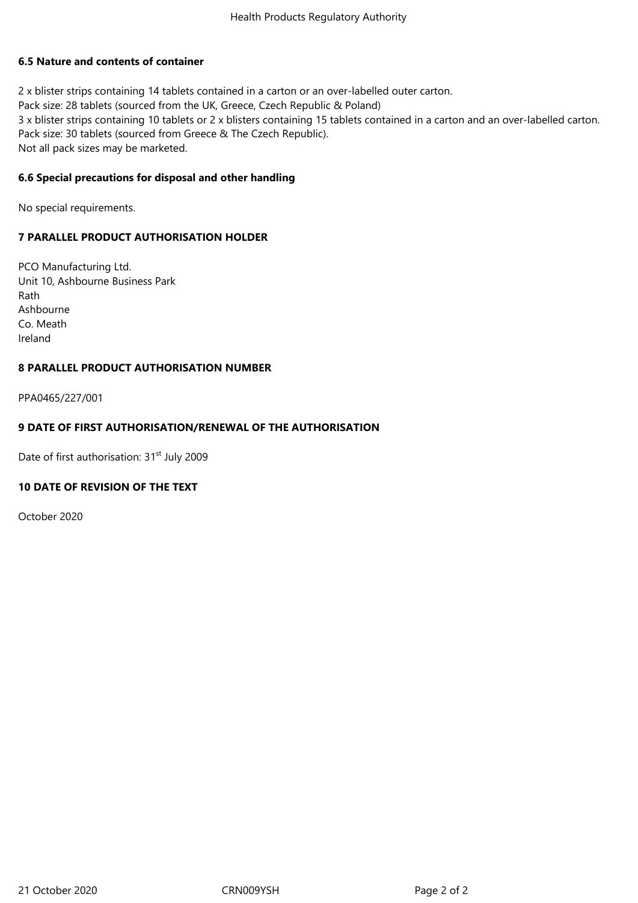### 6.5 Nature and contents of container

2 x blister strips containing 14 tablets contained in a carton or an over-labelled outer carton.
Pack size: 28 tablets (sourced from the UK, Greece, Czech Republic & Poland)
3 x blister strips containing 10 tablets or 2 x blisters containing 15 tablets contained in a carton and an over-labelled carton.
Pack size: 30 tablets (sourced from Greece & The Czech Republic).
Not all pack sizes may be marketed.

### 6.6 Special precautions for disposal and other handling

No special requirements.

## 7 PARALLEL PRODUCT AUTHORISATION HOLDER

PCO Manufacturing Ltd.
Unit 10, Ashbourne Business Park
Rath
Ashbourne
Co. Meath
Ireland

## 8 PARALLEL PRODUCT AUTHORISATION NUMBER

PPA0465/227/001

## 9 DATE OF FIRST AUTHORISATION/RENEWAL OF THE AUTHORISATION

Date of first authorisation: 31st July 2009

## 10 DATE OF REVISION OF THE TEXT

October 2020